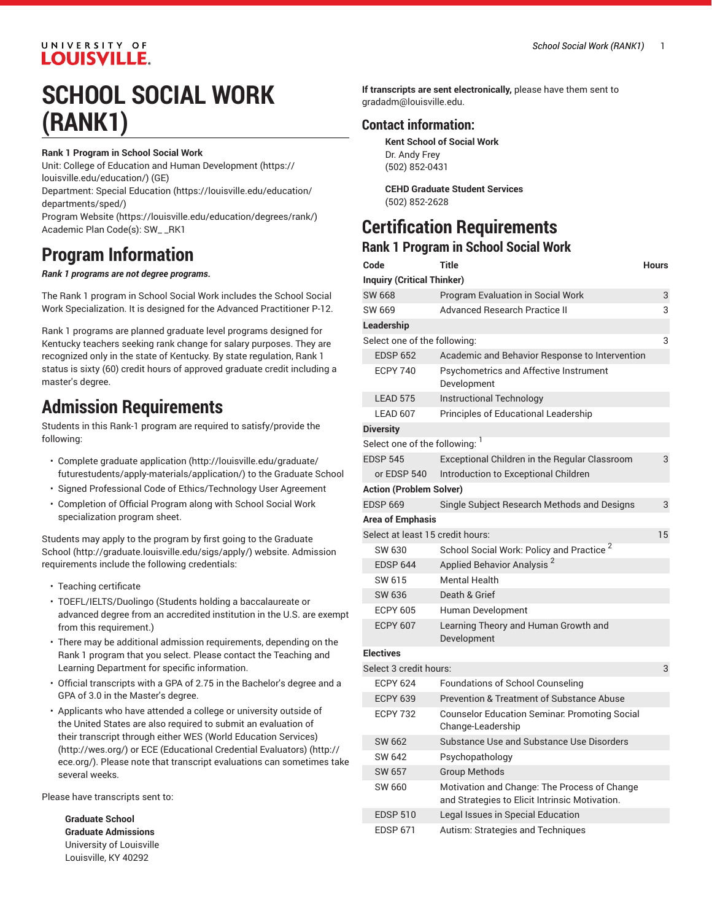# SCHOOL SOCIAL WORK (RANK1)

**Rank 1 Program in School Social Work**
Unit: College of Education and Human Development (https://louisville.edu/education/) (GE)
Department: Special Education (https://louisville.edu/education/departments/sped/)
Program Website (https://louisville.edu/education/degrees/rank/)
Academic Plan Code(s): SW_ _RK1

## Program Information

***Rank 1 programs are not degree programs.***

The Rank 1 program in School Social Work includes the School Social Work Specialization. It is designed for the Advanced Practitioner P-12.

Rank 1 programs are planned graduate level programs designed for Kentucky teachers seeking rank change for salary purposes. They are recognized only in the state of Kentucky. By state regulation, Rank 1 status is sixty (60) credit hours of approved graduate credit including a master's degree.

## Admission Requirements

Students in this Rank-1 program are required to satisfy/provide the following:

- Complete graduate application (http://louisville.edu/graduate/futurestudents/apply-materials/application/) to the Graduate School
- Signed Professional Code of Ethics/Technology User Agreement
- Completion of Official Program along with School Social Work specialization program sheet.

Students may apply to the program by first going to the Graduate School (http://graduate.louisville.edu/sigs/apply/) website. Admission requirements include the following credentials:

- Teaching certificate
- TOEFL/IELTS/Duolingo (Students holding a baccalaureate or advanced degree from an accredited institution in the U.S. are exempt from this requirement.)
- There may be additional admission requirements, depending on the Rank 1 program that you select. Please contact the Teaching and Learning Department for specific information.
- Official transcripts with a GPA of 2.75 in the Bachelor's degree and a GPA of 3.0 in the Master's degree.
- Applicants who have attended a college or university outside of the United States are also required to submit an evaluation of their transcript through either WES (World Education Services) (http://wes.org/) or ECE (Educational Credential Evaluators) (http://ece.org/). Please note that transcript evaluations can sometimes take several weeks.

Please have transcripts sent to:

> **Graduate School**
> **Graduate Admissions**
> University of Louisville
> Louisville, KY 40292

**If transcripts are sent electronically,** please have them sent to gradadm@louisville.edu.

## Contact information:

> **Kent School of Social Work**
> Dr. Andy Frey
> (502) 852-0431
>
> **CEHD Graduate Student Services**
> (502) 852-2628

## Certification Requirements

### Rank 1 Program in School Social Work

| Code | Title | Hours |
|---|---|---|
| **Inquiry (Critical Thinker)** | | |
| SW 668 | Program Evaluation in Social Work | 3 |
| SW 669 | Advanced Research Practice II | 3 |
| **Leadership** | | |
| Select one of the following: | | 3 |
| EDSP 652 | Academic and Behavior Response to Intervention | |
| ECPY 740 | Psychometrics and Affective Instrument Development | |
| LEAD 575 | Instructional Technology | |
| LEAD 607 | Principles of Educational Leadership | |
| **Diversity** | | |
| Select one of the following: [1] | | |
| EDSP 545 | Exceptional Children in the Regular Classroom | 3 |
| or EDSP 540 | Introduction to Exceptional Children | |
| **Action (Problem Solver)** | | |
| EDSP 669 | Single Subject Research Methods and Designs | 3 |
| **Area of Emphasis** | | |
| Select at least 15 credit hours: | | 15 |
| SW 630 | School Social Work: Policy and Practice [2] | |
| EDSP 644 | Applied Behavior Analysis [2] | |
| SW 615 | Mental Health | |
| SW 636 | Death & Grief | |
| ECPY 605 | Human Development | |
| ECPY 607 | Learning Theory and Human Growth and Development | |
| **Electives** | | |
| Select 3 credit hours: | | 3 |
| ECPY 624 | Foundations of School Counseling | |
| ECPY 639 | Prevention & Treatment of Substance Abuse | |
| ECPY 732 | Counselor Education Seminar: Promoting Social Change-Leadership | |
| SW 662 | Substance Use and Substance Use Disorders | |
| SW 642 | Psychopathology | |
| SW 657 | Group Methods | |
| SW 660 | Motivation and Change: The Process of Change and Strategies to Elicit Intrinsic Motivation. | |
| EDSP 510 | Legal Issues in Special Education | |
| EDSP 671 | Autism: Strategies and Techniques | |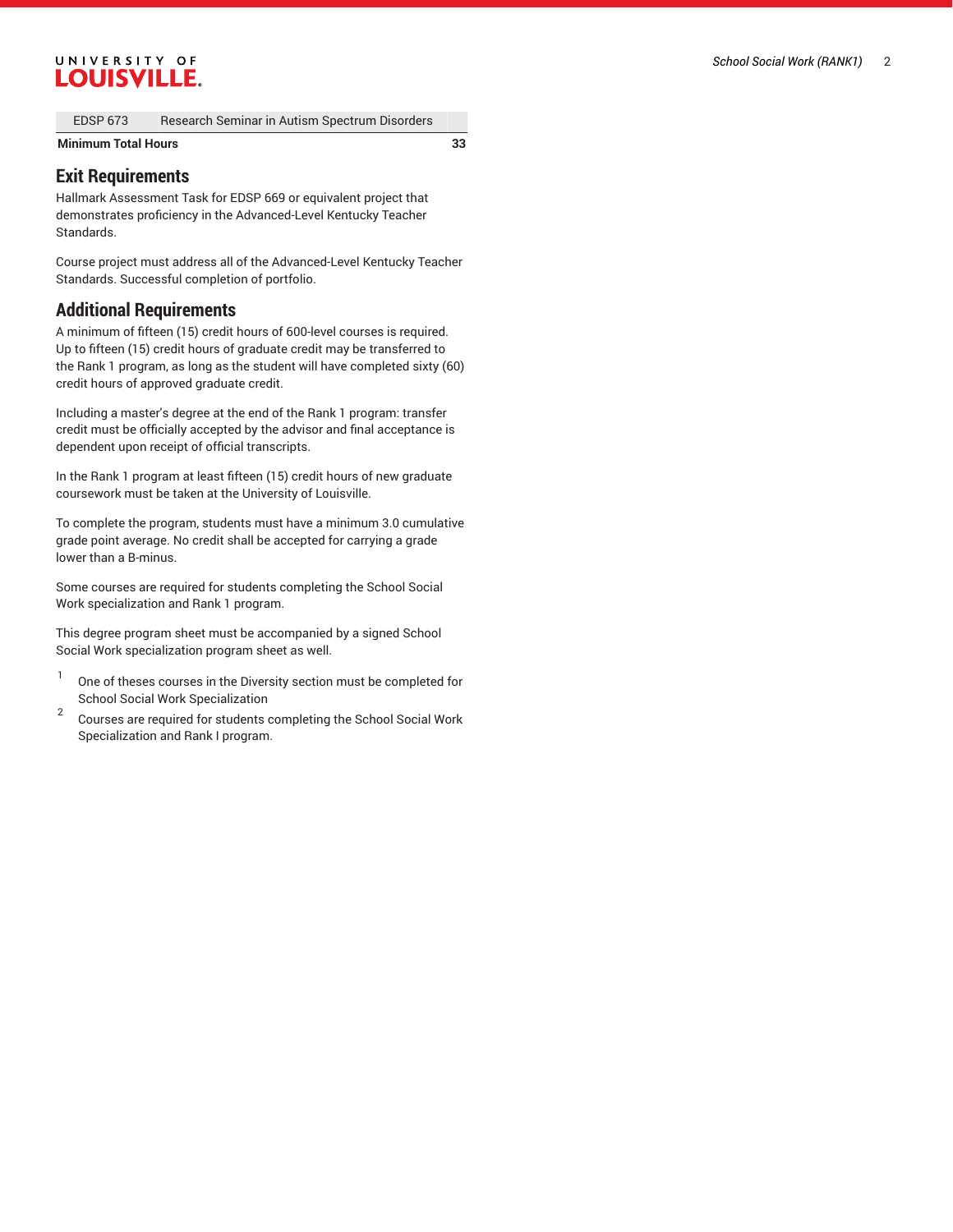| | | |
|---|---|---|
| EDSP 673 | Research Seminar in Autism Spectrum Disorders | |
| **Minimum Total Hours** | | **33** |

## Exit Requirements

Hallmark Assessment Task for EDSP 669 or equivalent project that demonstrates proficiency in the Advanced-Level Kentucky Teacher Standards.

Course project must address all of the Advanced-Level Kentucky Teacher Standards. Successful completion of portfolio.

## Additional Requirements

A minimum of fifteen (15) credit hours of 600-level courses is required. Up to fifteen (15) credit hours of graduate credit may be transferred to the Rank 1 program, as long as the student will have completed sixty (60) credit hours of approved graduate credit.

Including a master's degree at the end of the Rank 1 program: transfer credit must be officially accepted by the advisor and final acceptance is dependent upon receipt of official transcripts.

In the Rank 1 program at least fifteen (15) credit hours of new graduate coursework must be taken at the University of Louisville.

To complete the program, students must have a minimum 3.0 cumulative grade point average. No credit shall be accepted for carrying a grade lower than a B-minus.

Some courses are required for students completing the School Social Work specialization and Rank 1 program.

This degree program sheet must be accompanied by a signed School Social Work specialization program sheet as well.

[1] One of theses courses in the Diversity section must be completed for School Social Work Specialization

[2] Courses are required for students completing the School Social Work Specialization and Rank I program.